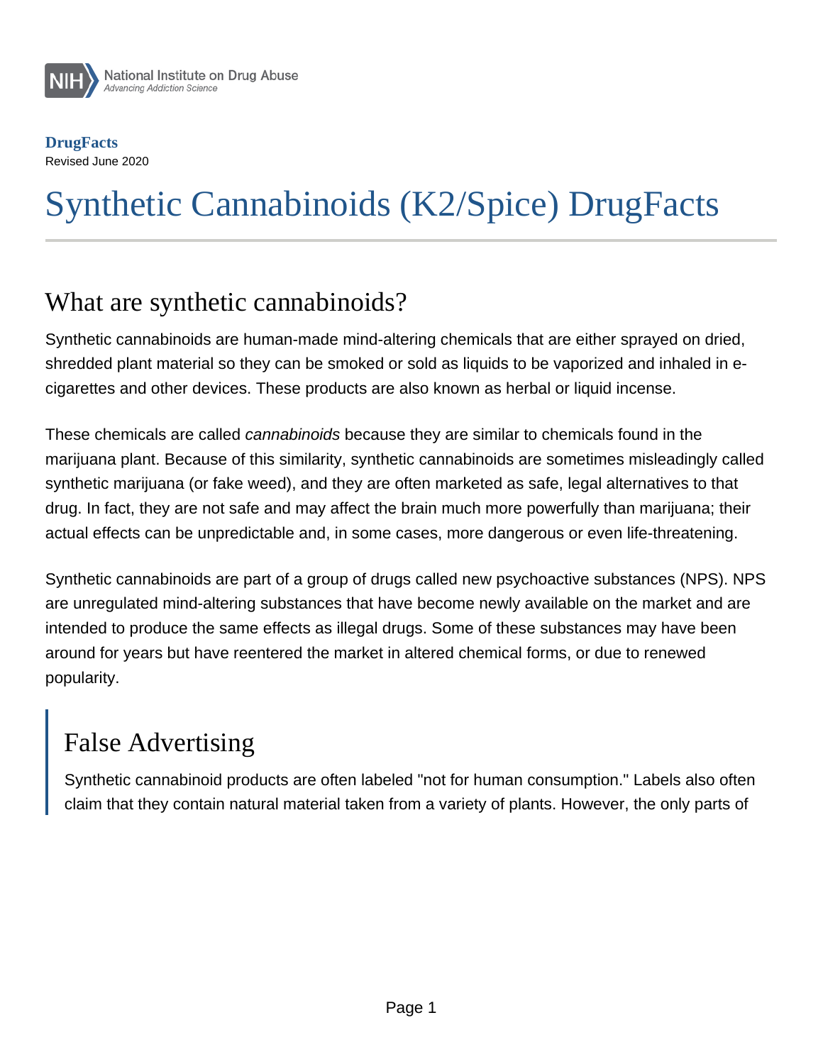National Institute on Drug Abuse
*Advancing Addiction Science*

**DrugFacts**
Revised June 2020

# Synthetic Cannabinoids (K2/Spice) DrugFacts

## What are synthetic cannabinoids?

Synthetic cannabinoids are human-made mind-altering chemicals that are either sprayed on dried, shredded plant material so they can be smoked or sold as liquids to be vaporized and inhaled in e-cigarettes and other devices. These products are also known as herbal or liquid incense.

These chemicals are called *cannabinoids* because they are similar to chemicals found in the marijuana plant. Because of this similarity, synthetic cannabinoids are sometimes misleadingly called synthetic marijuana (or fake weed), and they are often marketed as safe, legal alternatives to that drug. In fact, they are not safe and may affect the brain much more powerfully than marijuana; their actual effects can be unpredictable and, in some cases, more dangerous or even life-threatening.

Synthetic cannabinoids are part of a group of drugs called new psychoactive substances (NPS). NPS are unregulated mind-altering substances that have become newly available on the market and are intended to produce the same effects as illegal drugs. Some of these substances may have been around for years but have reentered the market in altered chemical forms, or due to renewed popularity.

> ## False Advertising
>
> Synthetic cannabinoid products are often labeled "not for human consumption." Labels also often claim that they contain natural material taken from a variety of plants. However, the only parts of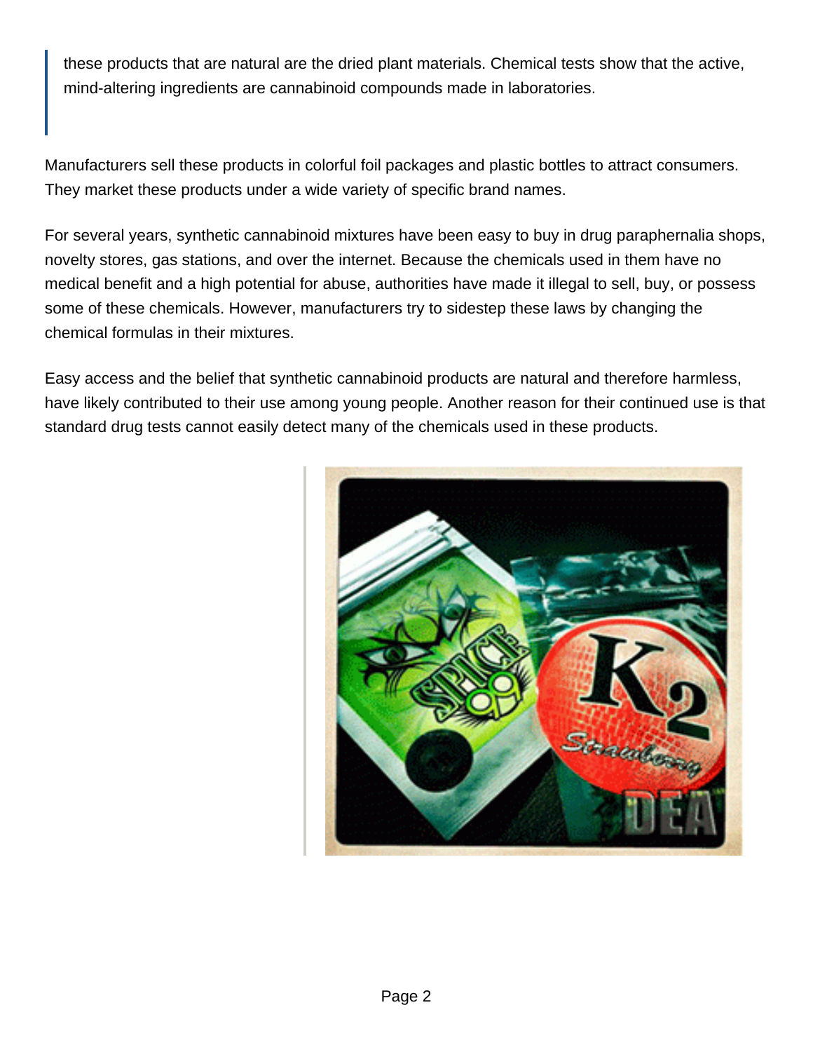> these products that are natural are the dried plant materials. Chemical tests show that the active, mind-altering ingredients are cannabinoid compounds made in laboratories.

Manufacturers sell these products in colorful foil packages and plastic bottles to attract consumers. They market these products under a wide variety of specific brand names.

For several years, synthetic cannabinoid mixtures have been easy to buy in drug paraphernalia shops, novelty stores, gas stations, and over the internet. Because the chemicals used in them have no medical benefit and a high potential for abuse, authorities have made it illegal to sell, buy, or possess some of these chemicals. However, manufacturers try to sidestep these laws by changing the chemical formulas in their mixtures.

Easy access and the belief that synthetic cannabinoid products are natural and therefore harmless, have likely contributed to their use among young people. Another reason for their continued use is that standard drug tests cannot easily detect many of the chemicals used in these products.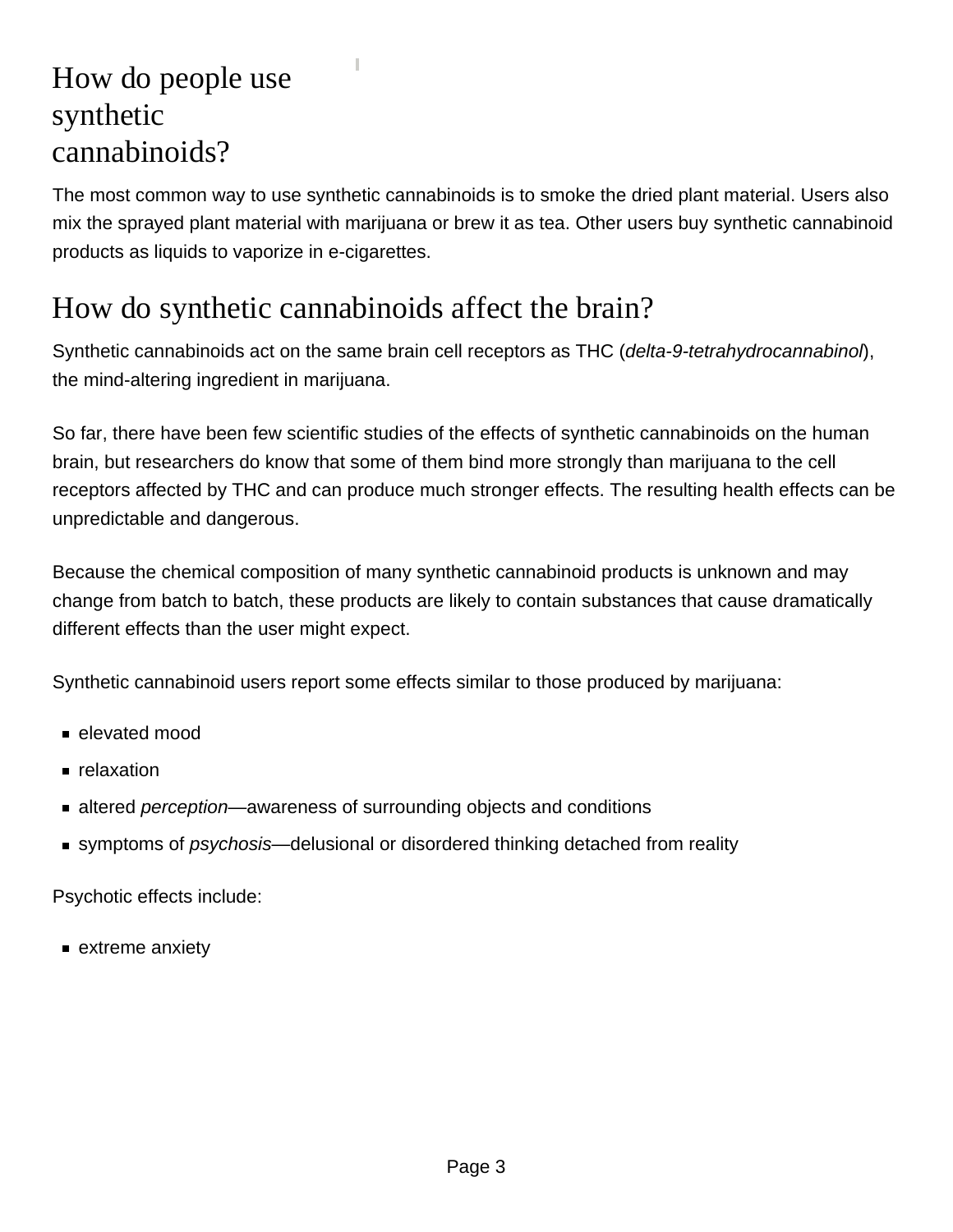## How do people use synthetic cannabinoids?

The most common way to use synthetic cannabinoids is to smoke the dried plant material. Users also mix the sprayed plant material with marijuana or brew it as tea. Other users buy synthetic cannabinoid products as liquids to vaporize in e-cigarettes.

## How do synthetic cannabinoids affect the brain?

Synthetic cannabinoids act on the same brain cell receptors as THC (*delta-9-tetrahydrocannabinol*), the mind-altering ingredient in marijuana.

So far, there have been few scientific studies of the effects of synthetic cannabinoids on the human brain, but researchers do know that some of them bind more strongly than marijuana to the cell receptors affected by THC and can produce much stronger effects. The resulting health effects can be unpredictable and dangerous.

Because the chemical composition of many synthetic cannabinoid products is unknown and may change from batch to batch, these products are likely to contain substances that cause dramatically different effects than the user might expect.

Synthetic cannabinoid users report some effects similar to those produced by marijuana:

- elevated mood
- relaxation
- altered *perception*—awareness of surrounding objects and conditions
- symptoms of *psychosis*—delusional or disordered thinking detached from reality

Psychotic effects include:

- extreme anxiety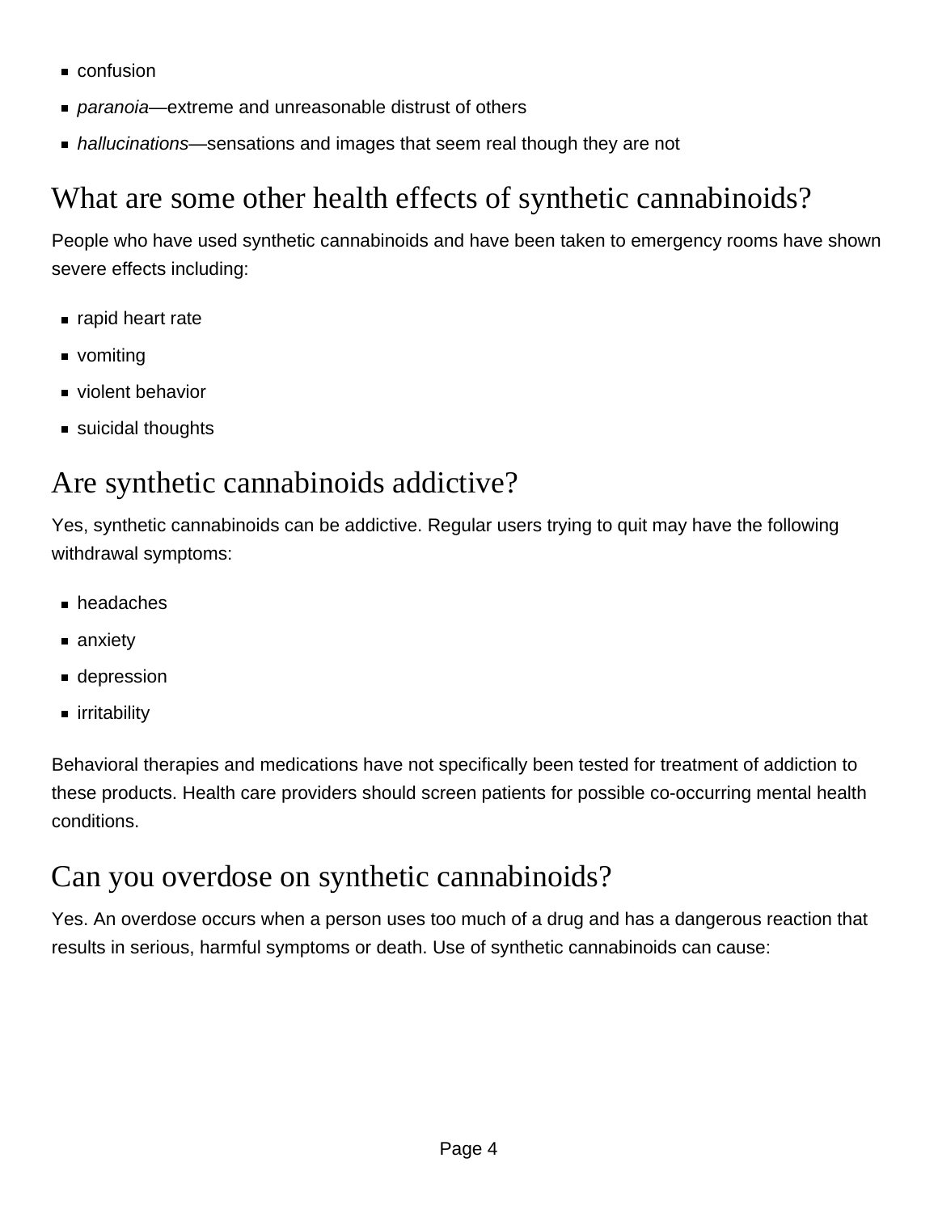- confusion
- *paranoia*—extreme and unreasonable distrust of others
- *hallucinations*—sensations and images that seem real though they are not

## What are some other health effects of synthetic cannabinoids?

People who have used synthetic cannabinoids and have been taken to emergency rooms have shown severe effects including:

- rapid heart rate
- vomiting
- violent behavior
- suicidal thoughts

## Are synthetic cannabinoids addictive?

Yes, synthetic cannabinoids can be addictive. Regular users trying to quit may have the following withdrawal symptoms:

- headaches
- anxiety
- depression
- irritability

Behavioral therapies and medications have not specifically been tested for treatment of addiction to these products. Health care providers should screen patients for possible co-occurring mental health conditions.

## Can you overdose on synthetic cannabinoids?

Yes. An overdose occurs when a person uses too much of a drug and has a dangerous reaction that results in serious, harmful symptoms or death. Use of synthetic cannabinoids can cause: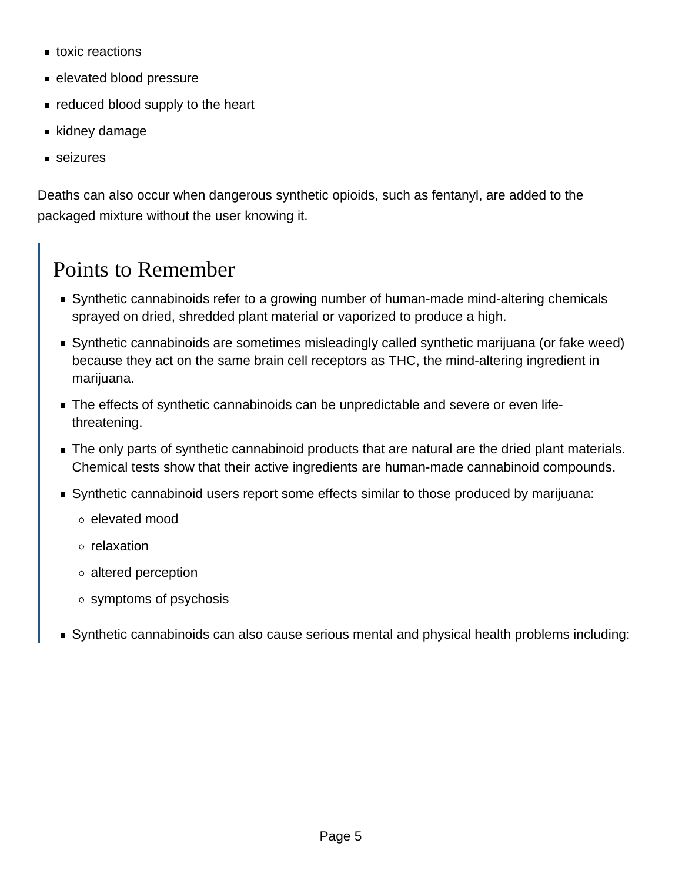- toxic reactions
- elevated blood pressure
- reduced blood supply to the heart
- kidney damage
- seizures

Deaths can also occur when dangerous synthetic opioids, such as fentanyl, are added to the packaged mixture without the user knowing it.

## Points to Remember

- Synthetic cannabinoids refer to a growing number of human-made mind-altering chemicals sprayed on dried, shredded plant material or vaporized to produce a high.
- Synthetic cannabinoids are sometimes misleadingly called synthetic marijuana (or fake weed) because they act on the same brain cell receptors as THC, the mind-altering ingredient in marijuana.
- The effects of synthetic cannabinoids can be unpredictable and severe or even life-threatening.
- The only parts of synthetic cannabinoid products that are natural are the dried plant materials. Chemical tests show that their active ingredients are human-made cannabinoid compounds.
- Synthetic cannabinoid users report some effects similar to those produced by marijuana:
  - elevated mood
  - relaxation
  - altered perception
  - symptoms of psychosis
- Synthetic cannabinoids can also cause serious mental and physical health problems including: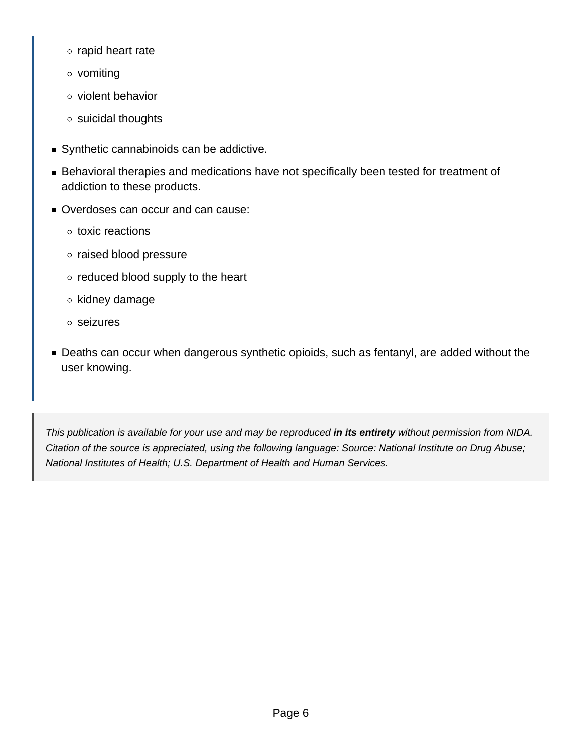- rapid heart rate
  - vomiting
  - violent behavior
  - suicidal thoughts
- Synthetic cannabinoids can be addictive.
- Behavioral therapies and medications have not specifically been tested for treatment of addiction to these products.
- Overdoses can occur and can cause:
  - toxic reactions
  - raised blood pressure
  - reduced blood supply to the heart
  - kidney damage
  - seizures
- Deaths can occur when dangerous synthetic opioids, such as fentanyl, are added without the user knowing.

*This publication is available for your use and may be reproduced* ***in its entirety*** *without permission from NIDA. Citation of the source is appreciated, using the following language: Source: National Institute on Drug Abuse; National Institutes of Health; U.S. Department of Health and Human Services.*